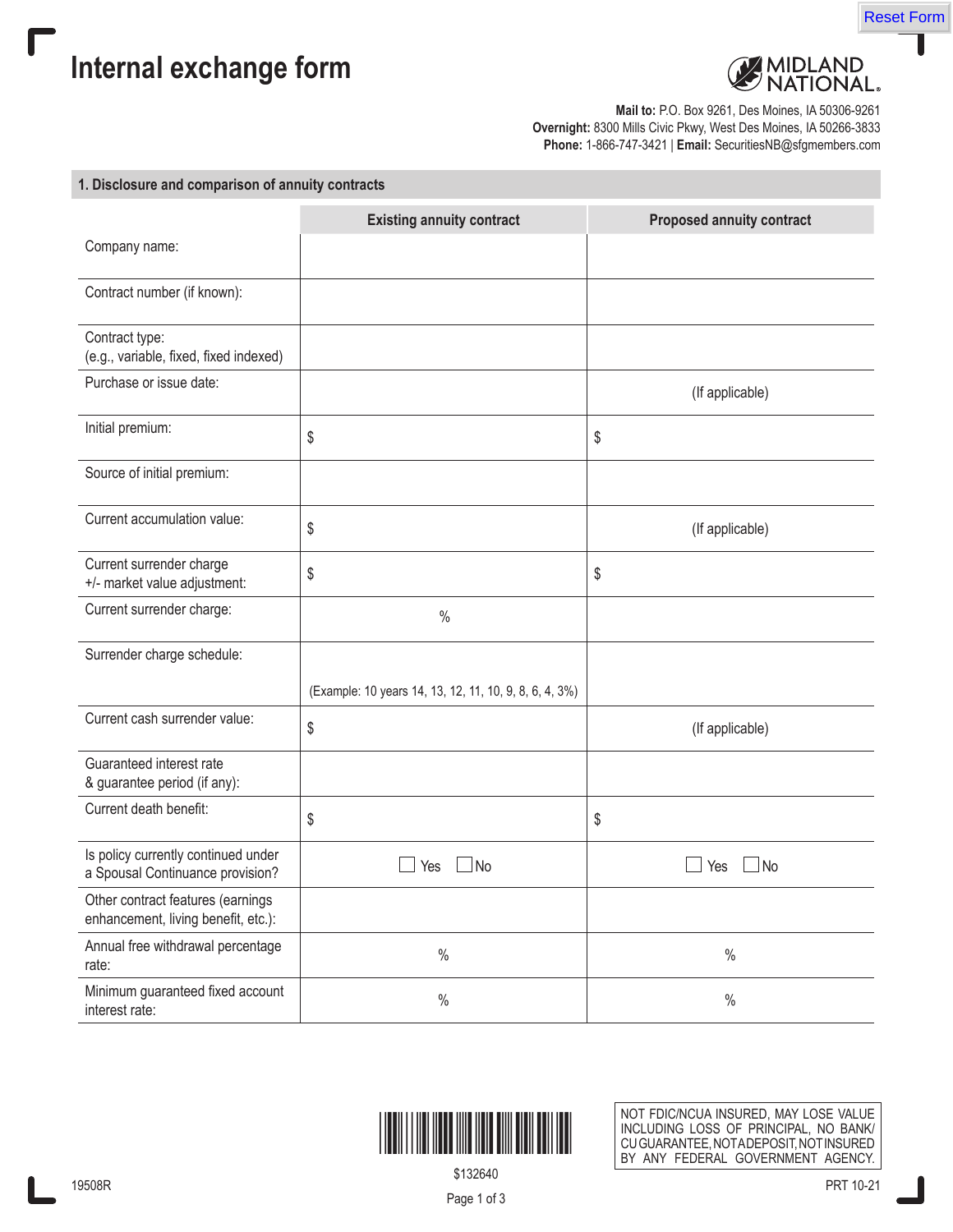# Internal exchange form

MIDLAND NATIONAL.

**Mail to:** P.O. Box 9261, Des Moines, IA 50306-9261
**Overnight:** 8300 Mills Civic Pkwy, West Des Moines, IA 50266-3833
**Phone:** 1-866-747-3421 | **Email:** SecuritiesNB@sfgmembers.com

## 1. Disclosure and comparison of annuity contracts

| | Existing annuity contract | Proposed annuity contract |
|---|---|---|
| Company name: | | |
| Contract number (if known): | | |
| Contract type: (e.g., variable, fixed, fixed indexed) | | |
| Purchase or issue date: | | (If applicable) |
| Initial premium: | $ | $ |
| Source of initial premium: | | |
| Current accumulation value: | $ | (If applicable) |
| Current surrender charge +/- market value adjustment: | $ | $ |
| Current surrender charge: | % | |
| Surrender charge schedule: | (Example: 10 years 14, 13, 12, 11, 10, 9, 8, 6, 4, 3%) | |
| Current cash surrender value: | $ | (If applicable) |
| Guaranteed interest rate & guarantee period (if any): | | |
| Current death benefit: | $ | $ |
| Is policy currently continued under a Spousal Continuance provision? | ☐ Yes ☐ No | ☐ Yes ☐ No |
| Other contract features (earnings enhancement, living benefit, etc.): | | |
| Annual free withdrawal percentage rate: | % | % |
| Minimum guaranteed fixed account interest rate: | % | % |

$132640

NOT FDIC/NCUA INSURED, MAY LOSE VALUE INCLUDING LOSS OF PRINCIPAL, NO BANK/CU GUARANTEE, NOT A DEPOSIT, NOT INSURED BY ANY FEDERAL GOVERNMENT AGENCY.

19508R

PRT 10-21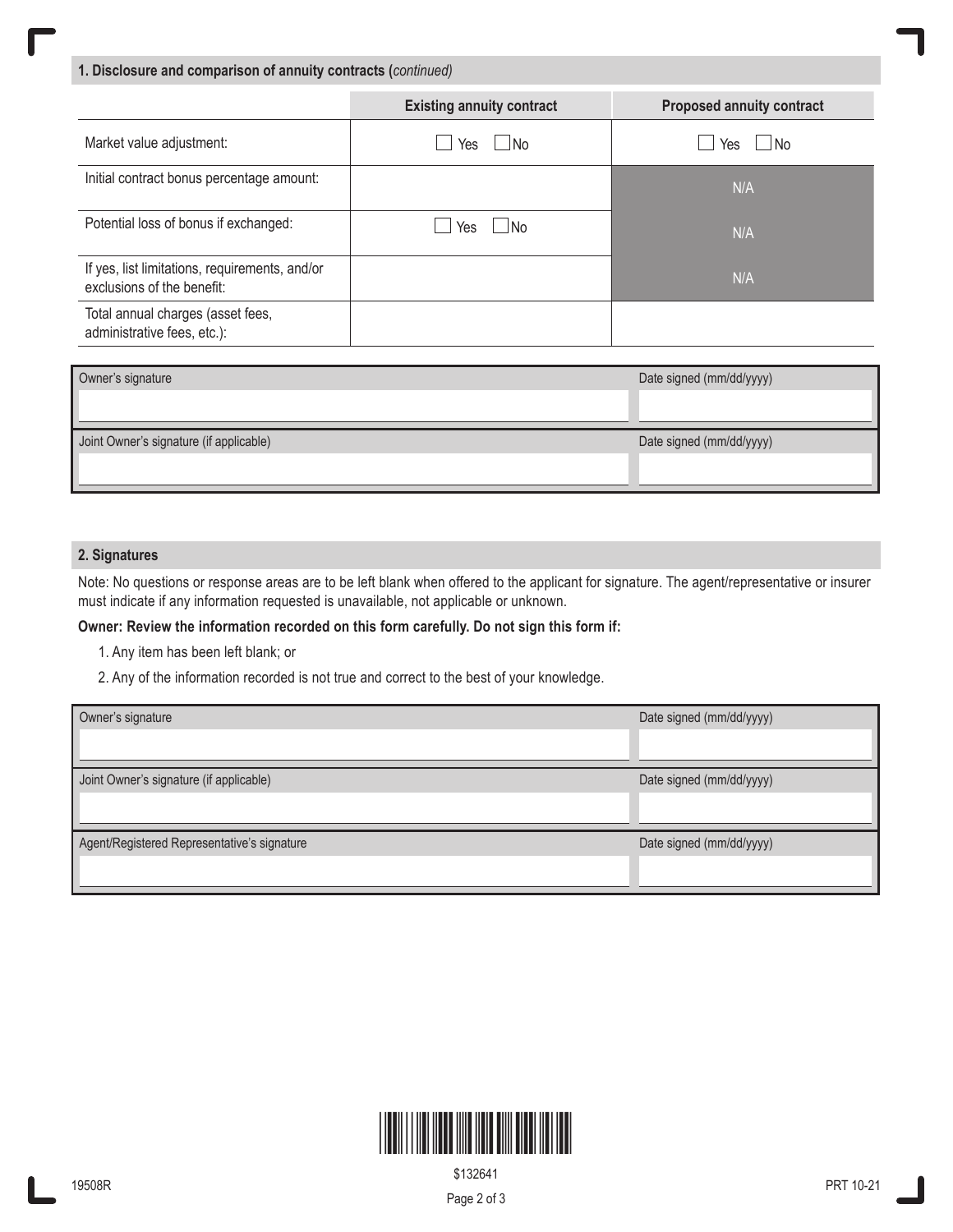## 1. Disclosure and comparison of annuity contracts (*continued*)

| | Existing annuity contract | Proposed annuity contract |
|---|---|---|
| Market value adjustment: | ☐ Yes ☐ No | ☐ Yes ☐ No |
| Initial contract bonus percentage amount: | | N/A |
| Potential loss of bonus if exchanged: | ☐ Yes ☐ No | N/A |
| If yes, list limitations, requirements, and/or exclusions of the benefit: | | N/A |
| Total annual charges (asset fees, administrative fees, etc.): | | |

| Owner's signature | Date signed (mm/dd/yyyy) |
|---|---|
| | |
| **Joint Owner's signature (if applicable)** | **Date signed (mm/dd/yyyy)** |
| | |

## 2. Signatures

Note: No questions or response areas are to be left blank when offered to the applicant for signature. The agent/representative or insurer must indicate if any information requested is unavailable, not applicable or unknown.

**Owner: Review the information recorded on this form carefully. Do not sign this form if:**

1. Any item has been left blank; or
2. Any of the information recorded is not true and correct to the best of your knowledge.

| Owner's signature | Date signed (mm/dd/yyyy) |
|---|---|
| | |
| **Joint Owner's signature (if applicable)** | **Date signed (mm/dd/yyyy)** |
| | |
| **Agent/Registered Representative's signature** | **Date signed (mm/dd/yyyy)** |
| | |

19508R $132641 PRT 10-21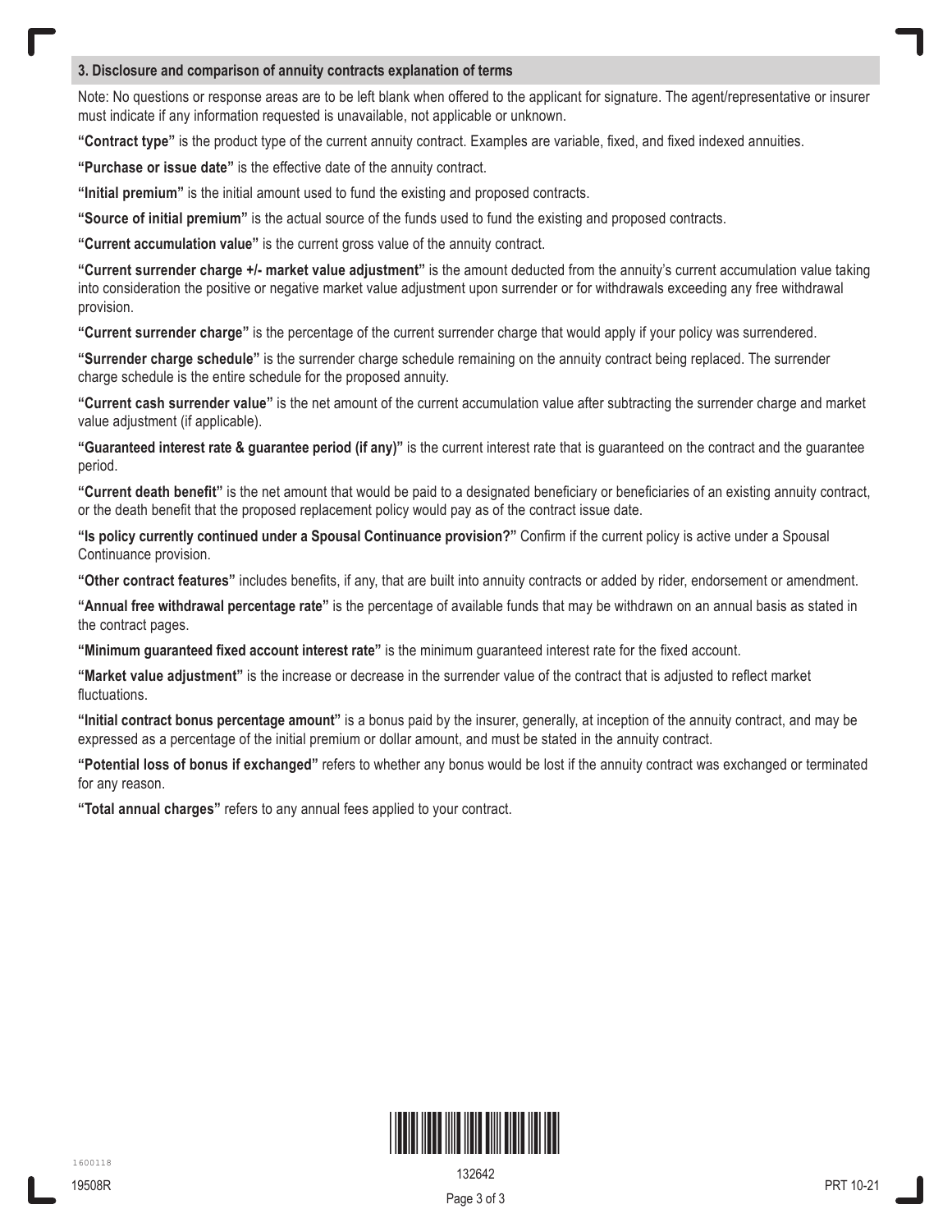## 3. Disclosure and comparison of annuity contracts explanation of terms

Note: No questions or response areas are to be left blank when offered to the applicant for signature. The agent/representative or insurer must indicate if any information requested is unavailable, not applicable or unknown.

**"Contract type"** is the product type of the current annuity contract. Examples are variable, fixed, and fixed indexed annuities.

**"Purchase or issue date"** is the effective date of the annuity contract.

**"Initial premium"** is the initial amount used to fund the existing and proposed contracts.

**"Source of initial premium"** is the actual source of the funds used to fund the existing and proposed contracts.

**"Current accumulation value"** is the current gross value of the annuity contract.

**"Current surrender charge +/- market value adjustment"** is the amount deducted from the annuity's current accumulation value taking into consideration the positive or negative market value adjustment upon surrender or for withdrawals exceeding any free withdrawal provision.

**"Current surrender charge"** is the percentage of the current surrender charge that would apply if your policy was surrendered.

**"Surrender charge schedule"** is the surrender charge schedule remaining on the annuity contract being replaced. The surrender charge schedule is the entire schedule for the proposed annuity.

**"Current cash surrender value"** is the net amount of the current accumulation value after subtracting the surrender charge and market value adjustment (if applicable).

**"Guaranteed interest rate & guarantee period (if any)"** is the current interest rate that is guaranteed on the contract and the guarantee period.

**"Current death benefit"** is the net amount that would be paid to a designated beneficiary or beneficiaries of an existing annuity contract, or the death benefit that the proposed replacement policy would pay as of the contract issue date.

**"Is policy currently continued under a Spousal Continuance provision?"** Confirm if the current policy is active under a Spousal Continuance provision.

**"Other contract features"** includes benefits, if any, that are built into annuity contracts or added by rider, endorsement or amendment.

**"Annual free withdrawal percentage rate"** is the percentage of available funds that may be withdrawn on an annual basis as stated in the contract pages.

**"Minimum guaranteed fixed account interest rate"** is the minimum guaranteed interest rate for the fixed account.

**"Market value adjustment"** is the increase or decrease in the surrender value of the contract that is adjusted to reflect market fluctuations.

**"Initial contract bonus percentage amount"** is a bonus paid by the insurer, generally, at inception of the annuity contract, and may be expressed as a percentage of the initial premium or dollar amount, and must be stated in the annuity contract.

**"Potential loss of bonus if exchanged"** refers to whether any bonus would be lost if the annuity contract was exchanged or terminated for any reason.

**"Total annual charges"** refers to any annual fees applied to your contract.

1600118

19508R

132642

PRT 10-21